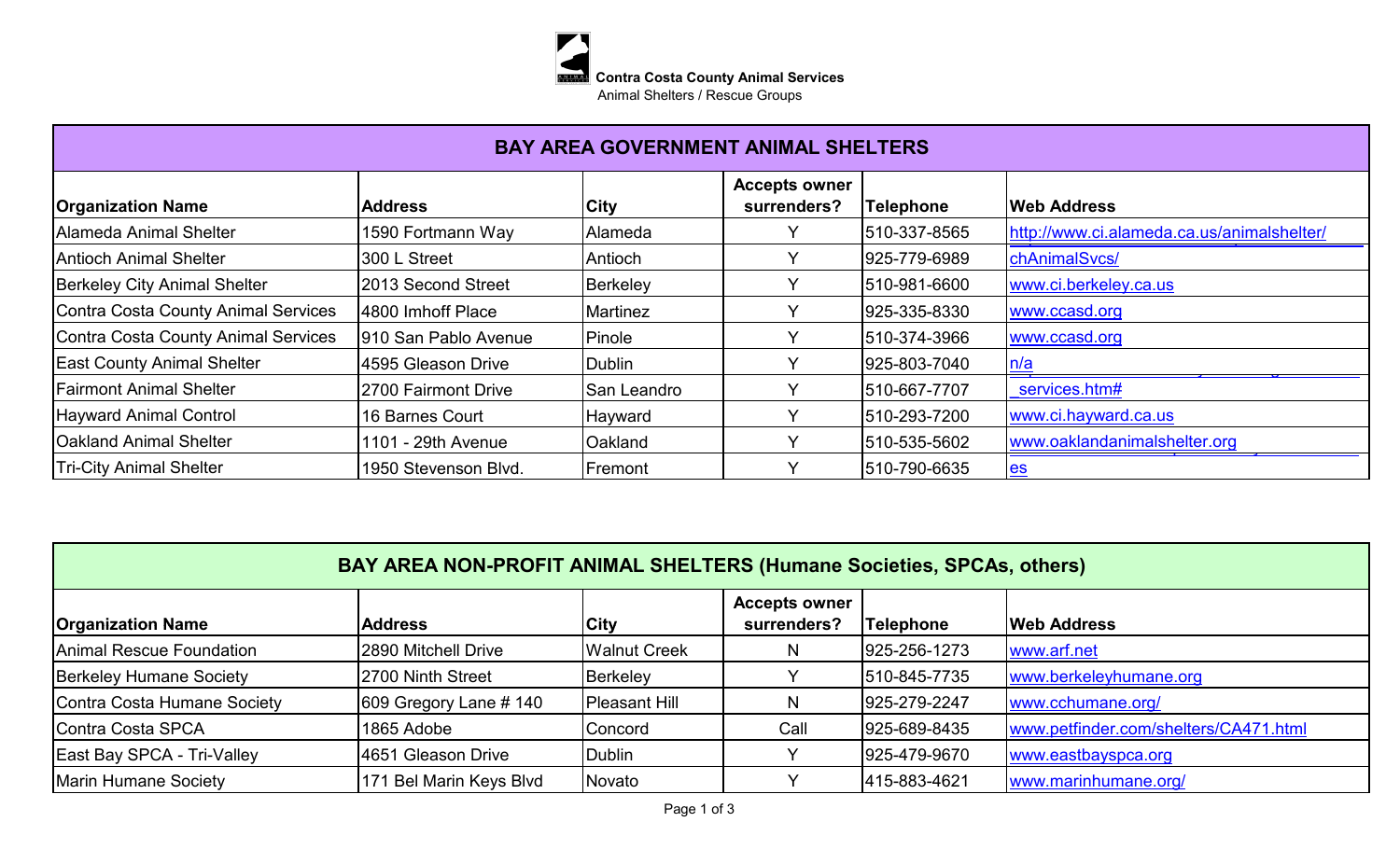**Contra Costa County Animal Services**
Animal Shelters / Rescue Groups

## BAY AREA GOVERNMENT ANIMAL SHELTERS

| Organization Name | Address | City | Accepts owner surrenders? | Telephone | Web Address |
|---|---|---|---|---|---|
| Alameda Animal Shelter | 1590 Fortmann Way | Alameda | Y | 510-337-8565 | http://www.ci.alameda.ca.us/animalshelter/ |
| Antioch Animal Shelter | 300 L Street | Antioch | Y | 925-779-6989 | chAnimalSvcs/ |
| Berkeley City Animal Shelter | 2013 Second Street | Berkeley | Y | 510-981-6600 | www.ci.berkeley.ca.us |
| Contra Costa County Animal Services | 4800 Imhoff Place | Martinez | Y | 925-335-8330 | www.ccasd.org |
| Contra Costa County Animal Services | 910 San Pablo Avenue | Pinole | Y | 510-374-3966 | www.ccasd.org |
| East County Animal Shelter | 4595 Gleason Drive | Dublin | Y | 925-803-7040 | n/a |
| Fairmont Animal Shelter | 2700 Fairmont Drive | San Leandro | Y | 510-667-7707 | _services.htm# |
| Hayward Animal Control | 16 Barnes Court | Hayward | Y | 510-293-7200 | www.ci.hayward.ca.us |
| Oakland Animal Shelter | 1101 - 29th Avenue | Oakland | Y | 510-535-5602 | www.oaklandanimalshelter.org |
| Tri-City Animal Shelter | 1950 Stevenson Blvd. | Fremont | Y | 510-790-6635 | es |

## BAY AREA NON-PROFIT ANIMAL SHELTERS (Humane Societies, SPCAs, others)

| Organization Name | Address | City | Accepts owner surrenders? | Telephone | Web Address |
|---|---|---|---|---|---|
| Animal Rescue Foundation | 2890 Mitchell Drive | Walnut Creek | N | 925-256-1273 | www.arf.net |
| Berkeley Humane Society | 2700 Ninth Street | Berkeley | Y | 510-845-7735 | www.berkeleyhumane.org |
| Contra Costa Humane Society | 609 Gregory Lane # 140 | Pleasant Hill | N | 925-279-2247 | www.cchumane.org/ |
| Contra Costa SPCA | 1865 Adobe | Concord | Call | 925-689-8435 | www.petfinder.com/shelters/CA471.html |
| East Bay SPCA - Tri-Valley | 4651 Gleason Drive | Dublin | Y | 925-479-9670 | www.eastbayspca.org |
| Marin Humane Society | 171 Bel Marin Keys Blvd | Novato | Y | 415-883-4621 | www.marinhumane.org/ |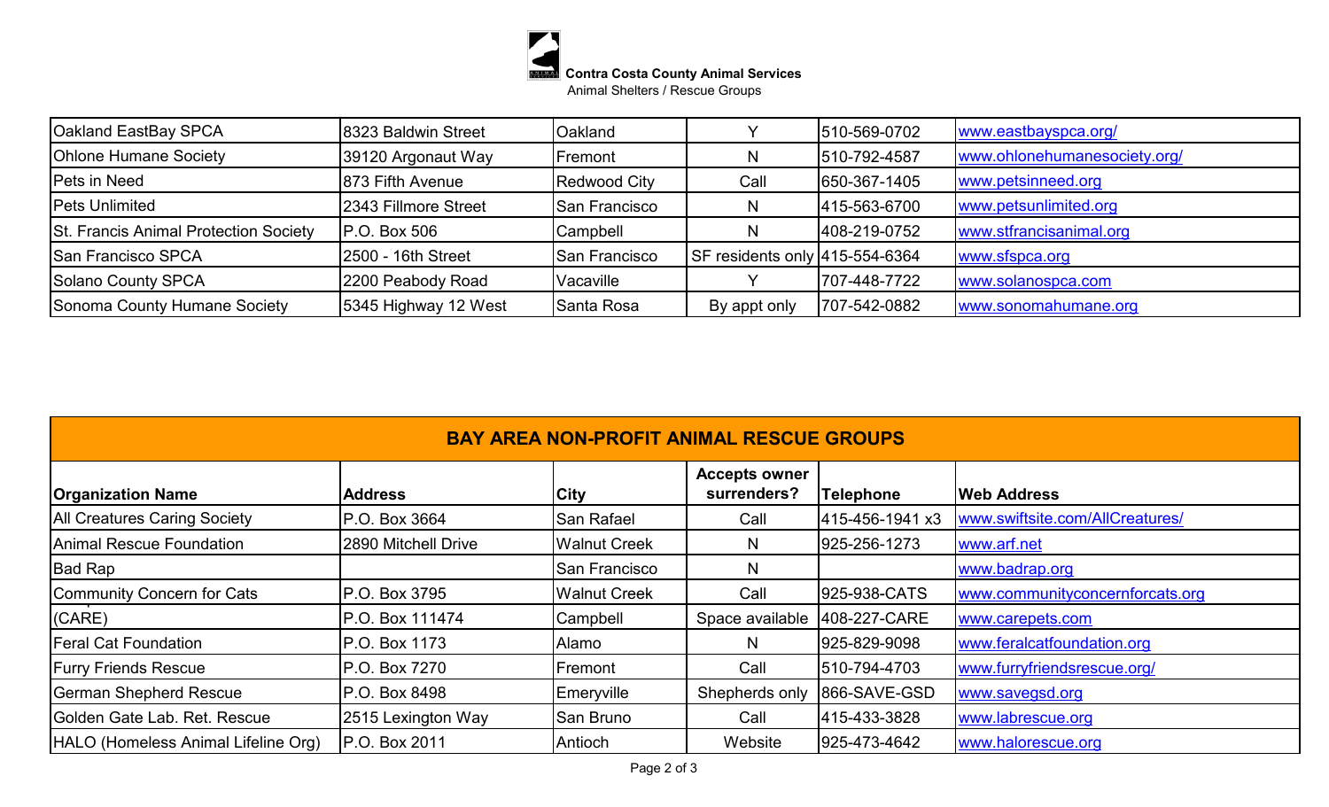**Contra Costa County Animal Services**
Animal Shelters / Rescue Groups

| | | | | | |
|---|---|---|---|---|---|
| Oakland EastBay SPCA | 8323 Baldwin Street | Oakland | Y | 510-569-0702 | www.eastbayspca.org/ |
| Ohlone Humane Society | 39120 Argonaut Way | Fremont | N | 510-792-4587 | www.ohlonehumanesociety.org/ |
| Pets in Need | 873 Fifth Avenue | Redwood City | Call | 650-367-1405 | www.petsinneed.org |
| Pets Unlimited | 2343 Fillmore Street | San Francisco | N | 415-563-6700 | www.petsunlimited.org |
| St. Francis Animal Protection Society | P.O. Box 506 | Campbell | N | 408-219-0752 | www.stfrancisanimal.org |
| San Francisco SPCA | 2500 - 16th Street | San Francisco | SF residents only | 415-554-6364 | www.sfspca.org |
| Solano County SPCA | 2200 Peabody Road | Vacaville | Y | 707-448-7722 | www.solanospca.com |
| Sonoma County Humane Society | 5345 Highway 12 West | Santa Rosa | By appt only | 707-542-0882 | www.sonomahumane.org |

## BAY AREA NON-PROFIT ANIMAL RESCUE GROUPS

| Organization Name | Address | City | Accepts owner surrenders? | Telephone | Web Address |
|---|---|---|---|---|---|
| All Creatures Caring Society | P.O. Box 3664 | San Rafael | Call | 415-456-1941 x3 | www.swiftsite.com/AllCreatures/ |
| Animal Rescue Foundation | 2890 Mitchell Drive | Walnut Creek | N | 925-256-1273 | www.arf.net |
| Bad Rap | | San Francisco | N | | www.badrap.org |
| Community Concern for Cats | P.O. Box 3795 | Walnut Creek | Call | 925-938-CATS | www.communityconcernforcats.org |
| (CARE) | P.O. Box 111474 | Campbell | Space available | 408-227-CARE | www.carepets.com |
| Feral Cat Foundation | P.O. Box 1173 | Alamo | N | 925-829-9098 | www.feralcatfoundation.org |
| Furry Friends Rescue | P.O. Box 7270 | Fremont | Call | 510-794-4703 | www.furryfriendsrescue.org/ |
| German Shepherd Rescue | P.O. Box 8498 | Emeryville | Shepherds only | 866-SAVE-GSD | www.savegsd.org |
| Golden Gate Lab. Ret. Rescue | 2515 Lexington Way | San Bruno | Call | 415-433-3828 | www.labrescue.org |
| HALO (Homeless Animal Lifeline Org) | P.O. Box 2011 | Antioch | Website | 925-473-4642 | www.halorescue.org |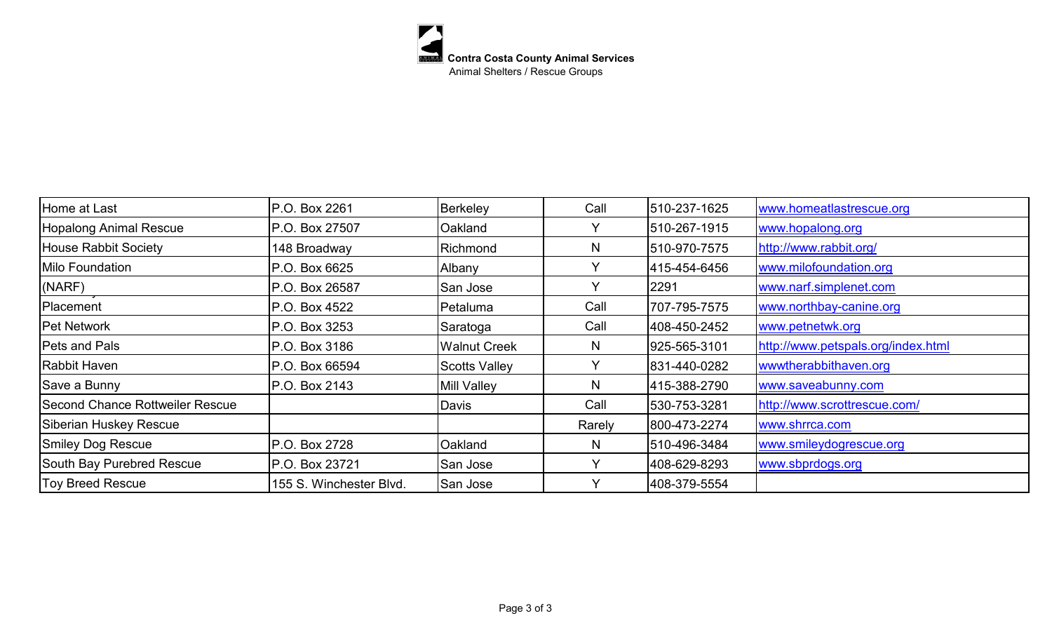**Contra Costa County Animal Services**
Animal Shelters / Rescue Groups

| | | | | | |
|---|---|---|---|---|---|
| Home at Last | P.O. Box 2261 | Berkeley | Call | 510-237-1625 | www.homeatlastrescue.org |
| Hopalong Animal Rescue | P.O. Box 27507 | Oakland | Y | 510-267-1915 | www.hopalong.org |
| House Rabbit Society | 148 Broadway | Richmond | N | 510-970-7575 | http://www.rabbit.org/ |
| Milo Foundation | P.O. Box 6625 | Albany | Y | 415-454-6456 | www.milofoundation.org |
| (NARF) | P.O. Box 26587 | San Jose | Y | 2291 | www.narf.simplenet.com |
| Placement | P.O. Box 4522 | Petaluma | Call | 707-795-7575 | www.northbay-canine.org |
| Pet Network | P.O. Box 3253 | Saratoga | Call | 408-450-2452 | www.petnetwk.org |
| Pets and Pals | P.O. Box 3186 | Walnut Creek | N | 925-565-3101 | http://www.petspals.org/index.html |
| Rabbit Haven | P.O. Box 66594 | Scotts Valley | Y | 831-440-0282 | wwwtherabbithaven.org |
| Save a Bunny | P.O. Box 2143 | Mill Valley | N | 415-388-2790 | www.saveabunny.com |
| Second Chance Rottweiler Rescue | | Davis | Call | 530-753-3281 | http://www.scrottrescue.com/ |
| Siberian Huskey Rescue | | | Rarely | 800-473-2274 | www.shrrca.com |
| Smiley Dog Rescue | P.O. Box 2728 | Oakland | N | 510-496-3484 | www.smileydogrescue.org |
| South Bay Purebred Rescue | P.O. Box 23721 | San Jose | Y | 408-629-8293 | www.sbprdogs.org |
| Toy Breed Rescue | 155 S. Winchester Blvd. | San Jose | Y | 408-379-5554 | |